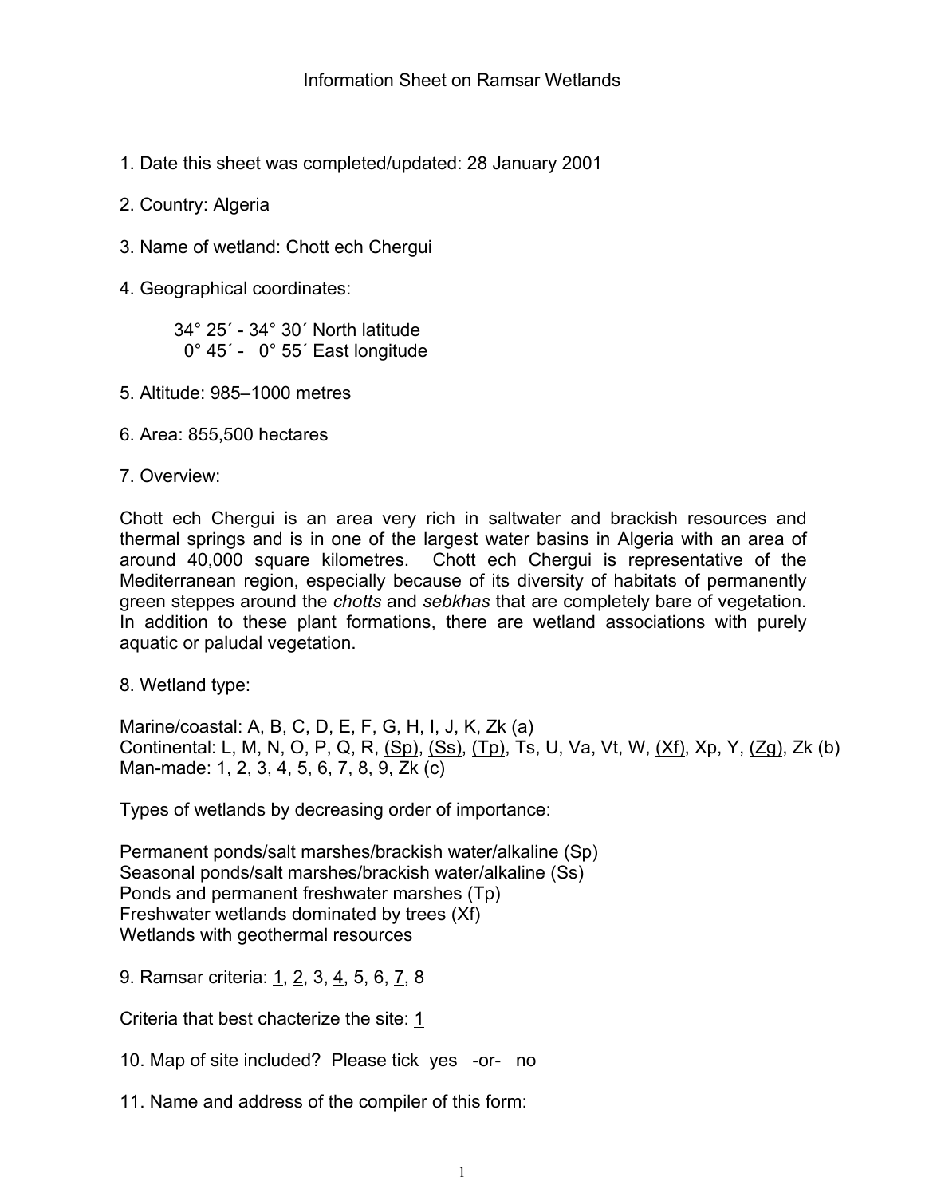# Information Sheet on Ramsar Wetlands

1. Date this sheet was completed/updated: 28 January 2001

2. Country: Algeria

3. Name of wetland: Chott ech Chergui

4. Geographical coordinates:

   34° 25´ - 34° 30´ North latitude
   0° 45´ - 0° 55´ East longitude

5. Altitude: 985–1000 metres

6. Area: 855,500 hectares

7. Overview:

Chott ech Chergui is an area very rich in saltwater and brackish resources and thermal springs and is in one of the largest water basins in Algeria with an area of around 40,000 square kilometres. Chott ech Chergui is representative of the Mediterranean region, especially because of its diversity of habitats of permanently green steppes around the *chotts* and *sebkhas* that are completely bare of vegetation. In addition to these plant formations, there are wetland associations with purely aquatic or paludal vegetation.

8. Wetland type:

Marine/coastal: A, B, C, D, E, F, G, H, I, J, K, Zk (a)
Continental: L, M, N, O, P, Q, R, <u>(Sp)</u>, <u>(Ss)</u>, <u>(Tp)</u>, Ts, U, Va, Vt, W, <u>(Xf)</u>, Xp, Y, <u>(Zg)</u>, Zk (b)
Man-made: 1, 2, 3, 4, 5, 6, 7, 8, 9, Zk (c)

Types of wetlands by decreasing order of importance:

Permanent ponds/salt marshes/brackish water/alkaline (Sp)
Seasonal ponds/salt marshes/brackish water/alkaline (Ss)
Ponds and permanent freshwater marshes (Tp)
Freshwater wetlands dominated by trees (Xf)
Wetlands with geothermal resources

9. Ramsar criteria: <u>1</u>, <u>2</u>, 3, <u>4</u>, 5, 6, <u>7</u>, 8

Criteria that best chacterize the site: <u>1</u>

10. Map of site included? Please tick yes -or- no

11. Name and address of the compiler of this form: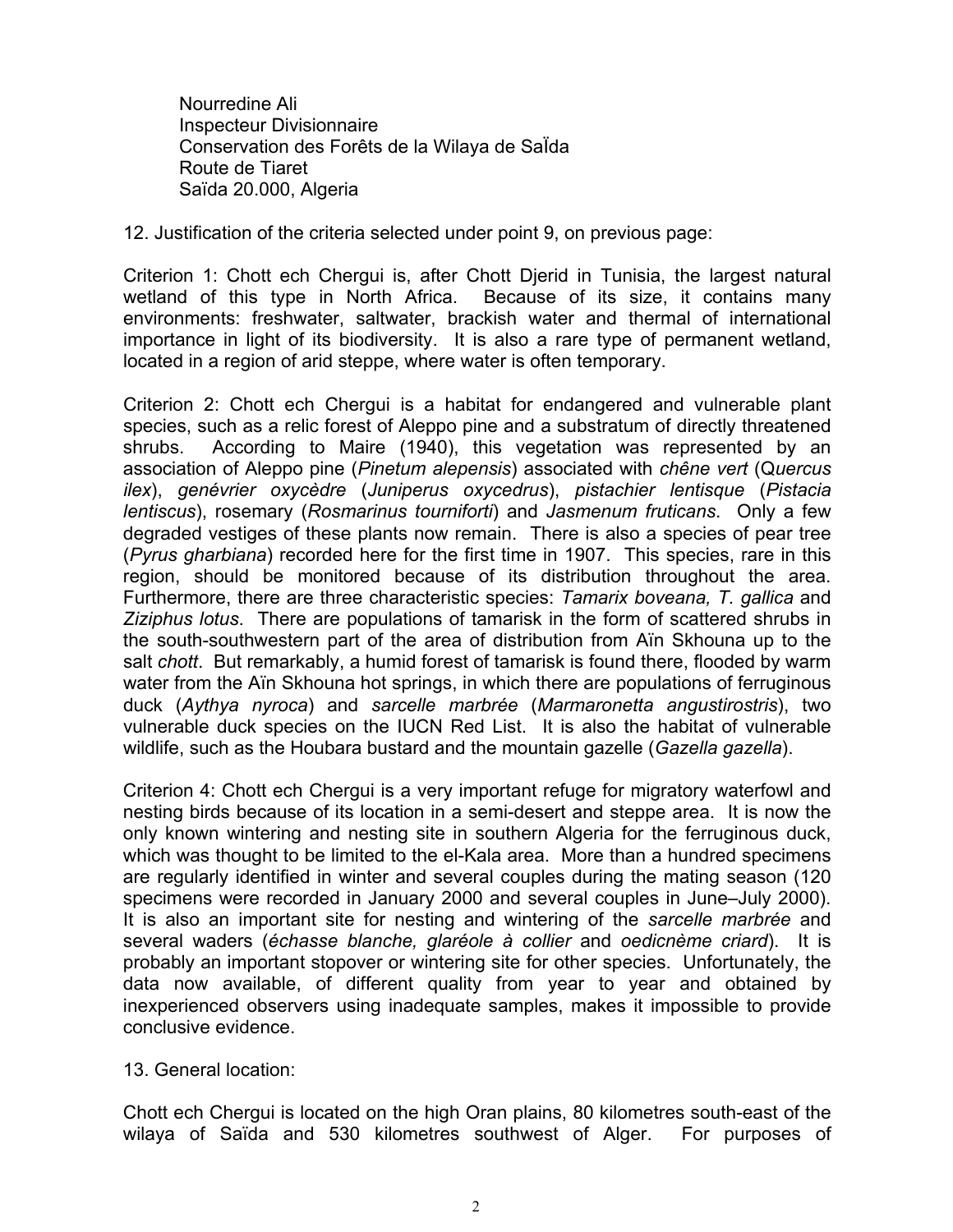Nourredine Ali
Inspecteur Divisionnaire
Conservation des Forêts de la Wilaya de SaÏda
Route de Tiaret
Saïda 20.000, Algeria

12. Justification of the criteria selected under point 9, on previous page:

Criterion 1: Chott ech Chergui is, after Chott Djerid in Tunisia, the largest natural wetland of this type in North Africa. Because of its size, it contains many environments: freshwater, saltwater, brackish water and thermal of international importance in light of its biodiversity. It is also a rare type of permanent wetland, located in a region of arid steppe, where water is often temporary.

Criterion 2: Chott ech Chergui is a habitat for endangered and vulnerable plant species, such as a relic forest of Aleppo pine and a substratum of directly threatened shrubs. According to Maire (1940), this vegetation was represented by an association of Aleppo pine (*Pinetum alepensis*) associated with *chêne vert* (*Quercus ilex*), *genévrier oxycèdre* (*Juniperus oxycedrus*), *pistachier lentisque* (*Pistacia lentiscus*), rosemary (*Rosmarinus tourniforti*) and *Jasmenum fruticans*. Only a few degraded vestiges of these plants now remain. There is also a species of pear tree (*Pyrus gharbiana*) recorded here for the first time in 1907. This species, rare in this region, should be monitored because of its distribution throughout the area. Furthermore, there are three characteristic species: *Tamarix boveana, T. gallica* and *Ziziphus lotus*. There are populations of tamarisk in the form of scattered shrubs in the south-southwestern part of the area of distribution from Aïn Skhouna up to the salt *chott*. But remarkably, a humid forest of tamarisk is found there, flooded by warm water from the Aïn Skhouna hot springs, in which there are populations of ferruginous duck (*Aythya nyroca*) and *sarcelle marbrée* (*Marmaronetta angustirostris*), two vulnerable duck species on the IUCN Red List. It is also the habitat of vulnerable wildlife, such as the Houbara bustard and the mountain gazelle (*Gazella gazella*).

Criterion 4: Chott ech Chergui is a very important refuge for migratory waterfowl and nesting birds because of its location in a semi-desert and steppe area. It is now the only known wintering and nesting site in southern Algeria for the ferruginous duck, which was thought to be limited to the el-Kala area. More than a hundred specimens are regularly identified in winter and several couples during the mating season (120 specimens were recorded in January 2000 and several couples in June–July 2000). It is also an important site for nesting and wintering of the *sarcelle marbrée* and several waders (*échasse blanche, glaréole à collier* and *oedicnème criard*). It is probably an important stopover or wintering site for other species. Unfortunately, the data now available, of different quality from year to year and obtained by inexperienced observers using inadequate samples, makes it impossible to provide conclusive evidence.

13. General location:

Chott ech Chergui is located on the high Oran plains, 80 kilometres south-east of the wilaya of Saïda and 530 kilometres southwest of Alger. For purposes of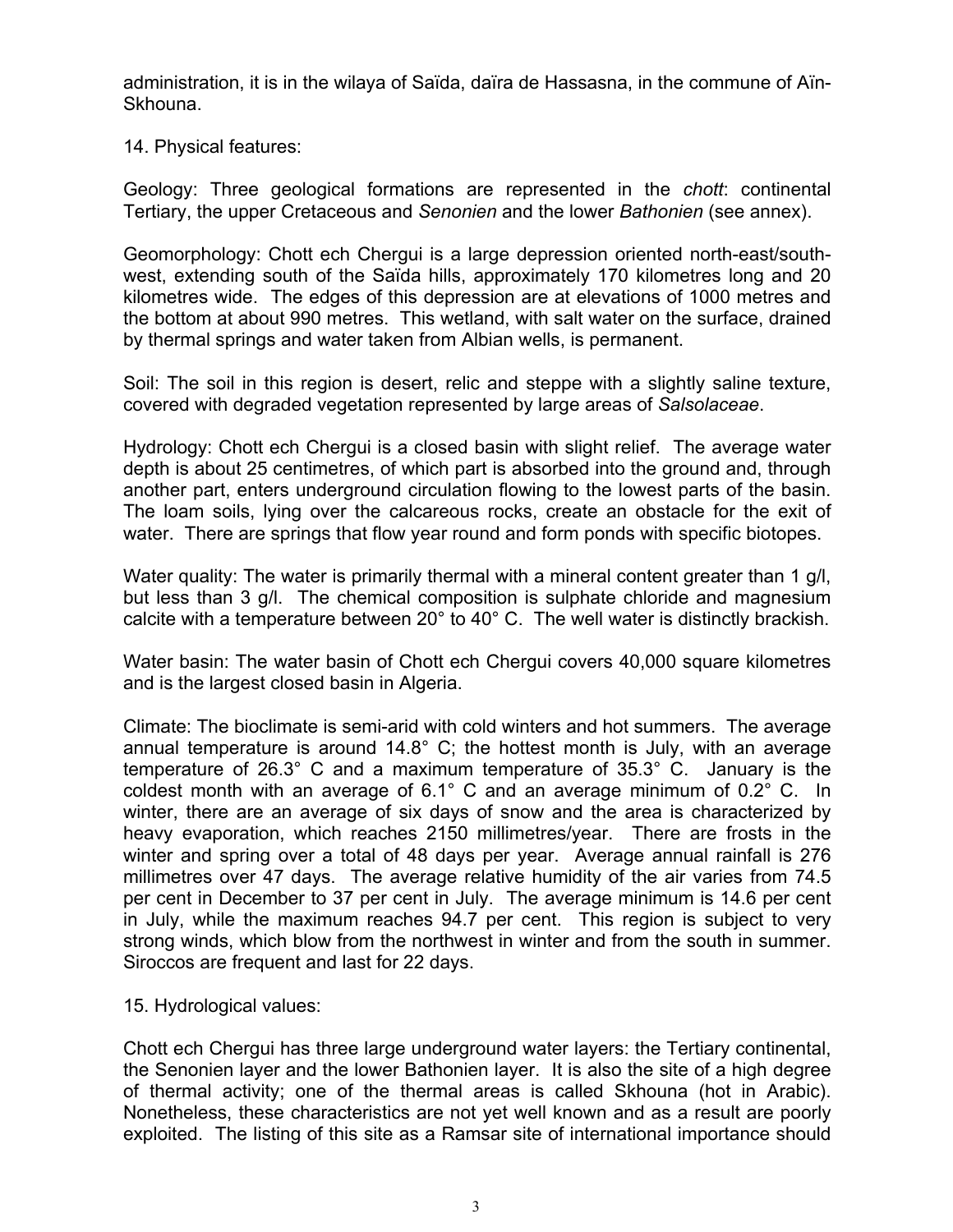administration, it is in the wilaya of Saïda, daïra de Hassasna, in the commune of Aïn-Skhouna.

14. Physical features:

Geology: Three geological formations are represented in the *chott*: continental Tertiary, the upper Cretaceous and *Senonien* and the lower *Bathonien* (see annex).

Geomorphology: Chott ech Chergui is a large depression oriented north-east/south-west, extending south of the Saïda hills, approximately 170 kilometres long and 20 kilometres wide. The edges of this depression are at elevations of 1000 metres and the bottom at about 990 metres. This wetland, with salt water on the surface, drained by thermal springs and water taken from Albian wells, is permanent.

Soil: The soil in this region is desert, relic and steppe with a slightly saline texture, covered with degraded vegetation represented by large areas of *Salsolaceae*.

Hydrology: Chott ech Chergui is a closed basin with slight relief. The average water depth is about 25 centimetres, of which part is absorbed into the ground and, through another part, enters underground circulation flowing to the lowest parts of the basin. The loam soils, lying over the calcareous rocks, create an obstacle for the exit of water. There are springs that flow year round and form ponds with specific biotopes.

Water quality: The water is primarily thermal with a mineral content greater than 1 g/l, but less than 3 g/l. The chemical composition is sulphate chloride and magnesium calcite with a temperature between 20° to 40° C. The well water is distinctly brackish.

Water basin: The water basin of Chott ech Chergui covers 40,000 square kilometres and is the largest closed basin in Algeria.

Climate: The bioclimate is semi-arid with cold winters and hot summers. The average annual temperature is around 14.8° C; the hottest month is July, with an average temperature of 26.3° C and a maximum temperature of 35.3° C. January is the coldest month with an average of 6.1° C and an average minimum of 0.2° C. In winter, there are an average of six days of snow and the area is characterized by heavy evaporation, which reaches 2150 millimetres/year. There are frosts in the winter and spring over a total of 48 days per year. Average annual rainfall is 276 millimetres over 47 days. The average relative humidity of the air varies from 74.5 per cent in December to 37 per cent in July. The average minimum is 14.6 per cent in July, while the maximum reaches 94.7 per cent. This region is subject to very strong winds, which blow from the northwest in winter and from the south in summer. Siroccos are frequent and last for 22 days.

15. Hydrological values:

Chott ech Chergui has three large underground water layers: the Tertiary continental, the Senonien layer and the lower Bathonien layer. It is also the site of a high degree of thermal activity; one of the thermal areas is called Skhouna (hot in Arabic). Nonetheless, these characteristics are not yet well known and as a result are poorly exploited. The listing of this site as a Ramsar site of international importance should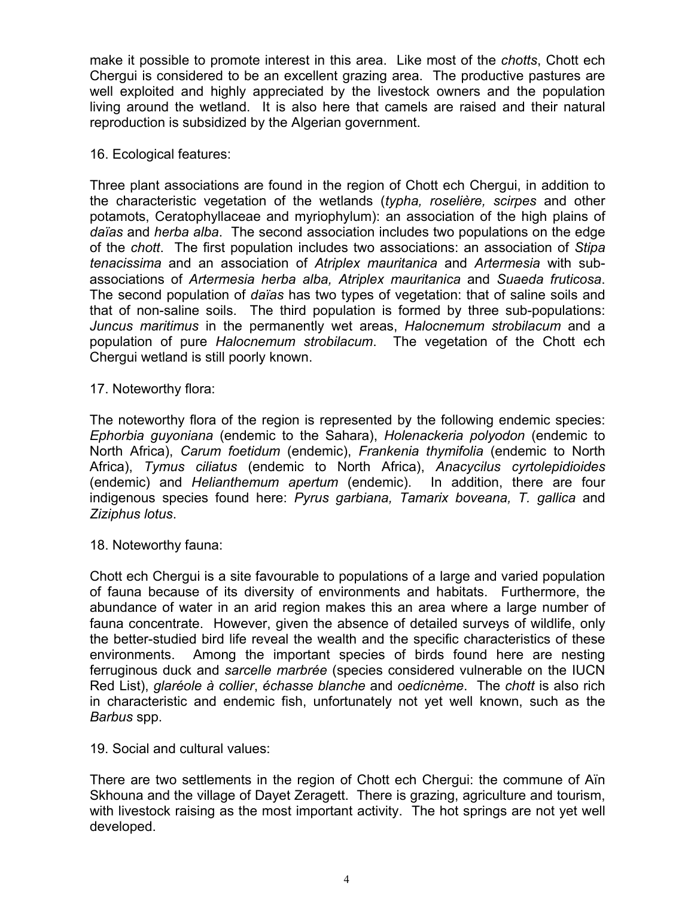make it possible to promote interest in this area. Like most of the *chotts*, Chott ech Chergui is considered to be an excellent grazing area. The productive pastures are well exploited and highly appreciated by the livestock owners and the population living around the wetland. It is also here that camels are raised and their natural reproduction is subsidized by the Algerian government.

16. Ecological features:

Three plant associations are found in the region of Chott ech Chergui, in addition to the characteristic vegetation of the wetlands (*typha, roselière, scirpes* and other potamots, Ceratophyllaceae and myriophylum): an association of the high plains of *daïas* and *herba alba*. The second association includes two populations on the edge of the *chott*. The first population includes two associations: an association of *Stipa tenacissima* and an association of *Atriplex mauritanica* and *Artermesia* with sub-associations of *Artermesia herba alba, Atriplex mauritanica* and *Suaeda fruticosa*. The second population of *daïas* has two types of vegetation: that of saline soils and that of non-saline soils. The third population is formed by three sub-populations: *Juncus maritimus* in the permanently wet areas, *Halocnemum strobilacum* and a population of pure *Halocnemum strobilacum*. The vegetation of the Chott ech Chergui wetland is still poorly known.

17. Noteworthy flora:

The noteworthy flora of the region is represented by the following endemic species: *Ephorbia guyoniana* (endemic to the Sahara), *Holenackeria polyodon* (endemic to North Africa), *Carum foetidum* (endemic), *Frankenia thymifolia* (endemic to North Africa), *Tymus ciliatus* (endemic to North Africa), *Anacycilus cyrtolepidioides* (endemic) and *Helianthemum apertum* (endemic). In addition, there are four indigenous species found here: *Pyrus garbiana, Tamarix boveana, T. gallica* and *Ziziphus lotus*.

18. Noteworthy fauna:

Chott ech Chergui is a site favourable to populations of a large and varied population of fauna because of its diversity of environments and habitats. Furthermore, the abundance of water in an arid region makes this an area where a large number of fauna concentrate. However, given the absence of detailed surveys of wildlife, only the better-studied bird life reveal the wealth and the specific characteristics of these environments. Among the important species of birds found here are nesting ferruginous duck and *sarcelle marbrée* (species considered vulnerable on the IUCN Red List), *glaréole à collier*, *échasse blanche* and *oedicnème*. The *chott* is also rich in characteristic and endemic fish, unfortunately not yet well known, such as the *Barbus* spp.

19. Social and cultural values:

There are two settlements in the region of Chott ech Chergui: the commune of Aïn Skhouna and the village of Dayet Zeragett. There is grazing, agriculture and tourism, with livestock raising as the most important activity. The hot springs are not yet well developed.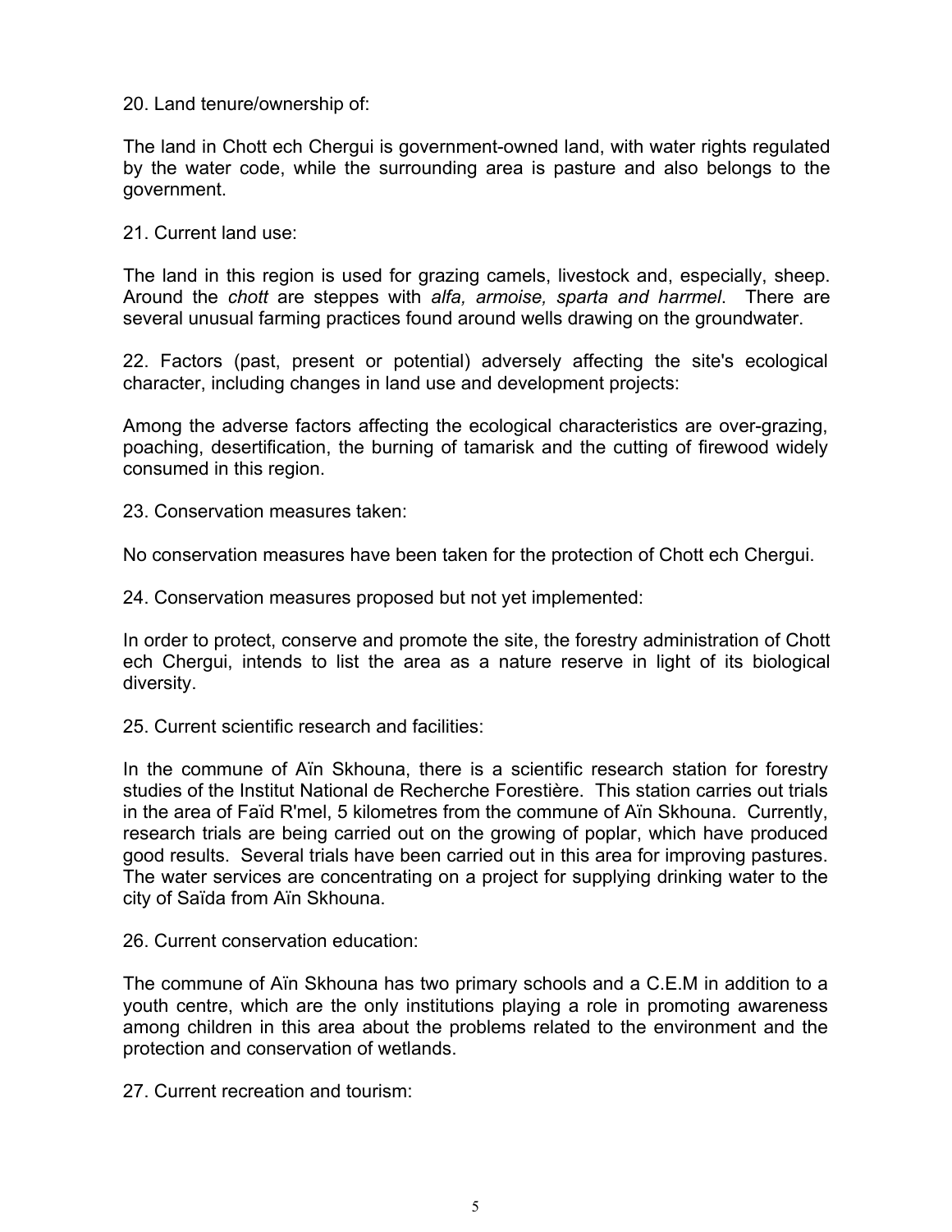20. Land tenure/ownership of:

The land in Chott ech Chergui is government-owned land, with water rights regulated by the water code, while the surrounding area is pasture and also belongs to the government.

21. Current land use:

The land in this region is used for grazing camels, livestock and, especially, sheep. Around the *chott* are steppes with *alfa, armoise, sparta and harrmel*. There are several unusual farming practices found around wells drawing on the groundwater.

22. Factors (past, present or potential) adversely affecting the site's ecological character, including changes in land use and development projects:

Among the adverse factors affecting the ecological characteristics are over-grazing, poaching, desertification, the burning of tamarisk and the cutting of firewood widely consumed in this region.

23. Conservation measures taken:

No conservation measures have been taken for the protection of Chott ech Chergui.

24. Conservation measures proposed but not yet implemented:

In order to protect, conserve and promote the site, the forestry administration of Chott ech Chergui, intends to list the area as a nature reserve in light of its biological diversity.

25. Current scientific research and facilities:

In the commune of Aïn Skhouna, there is a scientific research station for forestry studies of the Institut National de Recherche Forestière. This station carries out trials in the area of Faïd R'mel, 5 kilometres from the commune of Aïn Skhouna. Currently, research trials are being carried out on the growing of poplar, which have produced good results. Several trials have been carried out in this area for improving pastures. The water services are concentrating on a project for supplying drinking water to the city of Saïda from Aïn Skhouna.

26. Current conservation education:

The commune of Aïn Skhouna has two primary schools and a C.E.M in addition to a youth centre, which are the only institutions playing a role in promoting awareness among children in this area about the problems related to the environment and the protection and conservation of wetlands.

27. Current recreation and tourism: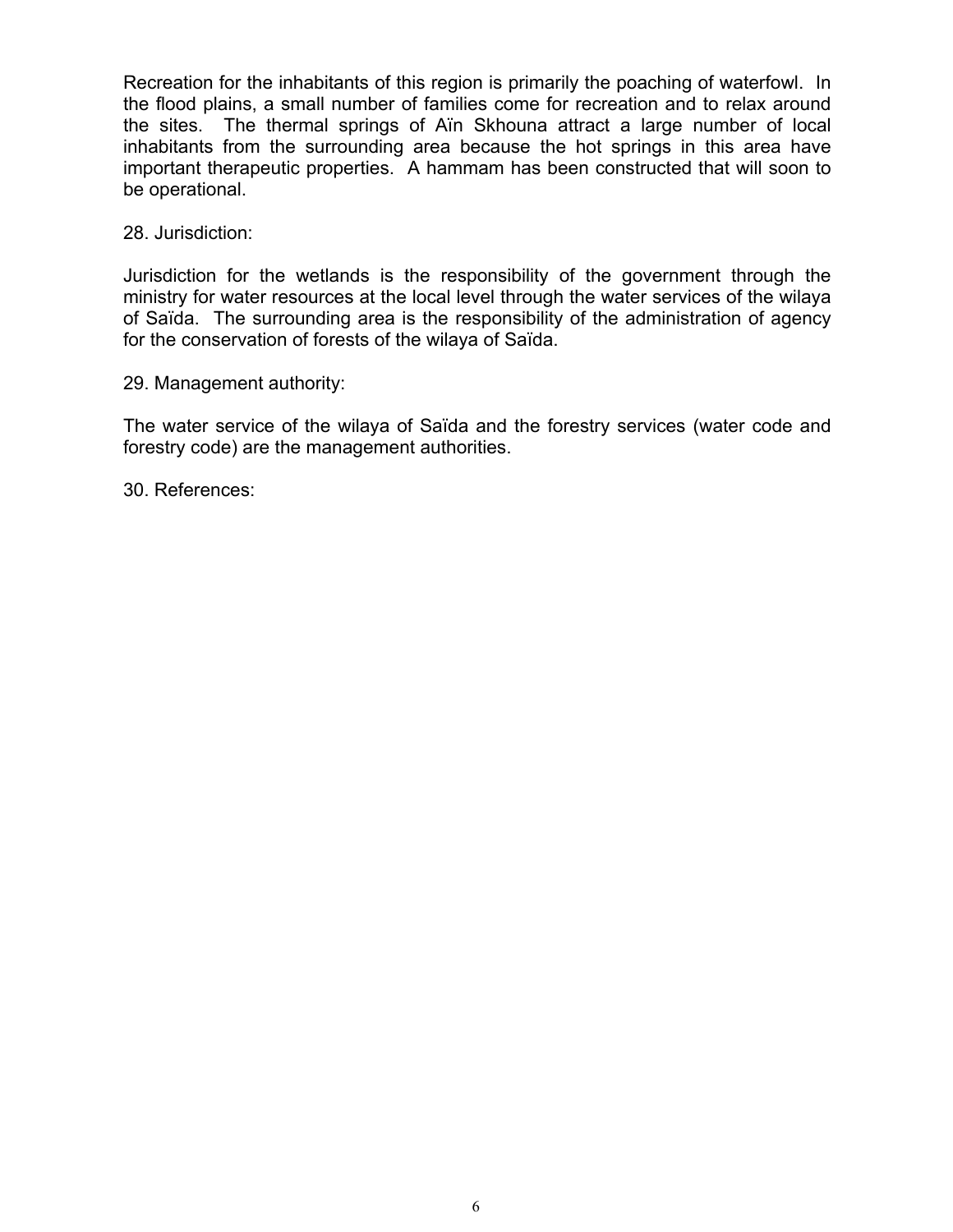Recreation for the inhabitants of this region is primarily the poaching of waterfowl. In the flood plains, a small number of families come for recreation and to relax around the sites. The thermal springs of Aïn Skhouna attract a large number of local inhabitants from the surrounding area because the hot springs in this area have important therapeutic properties. A hammam has been constructed that will soon to be operational.

28. Jurisdiction:

Jurisdiction for the wetlands is the responsibility of the government through the ministry for water resources at the local level through the water services of the wilaya of Saïda. The surrounding area is the responsibility of the administration of agency for the conservation of forests of the wilaya of Saïda.

29. Management authority:

The water service of the wilaya of Saïda and the forestry services (water code and forestry code) are the management authorities.

30. References: